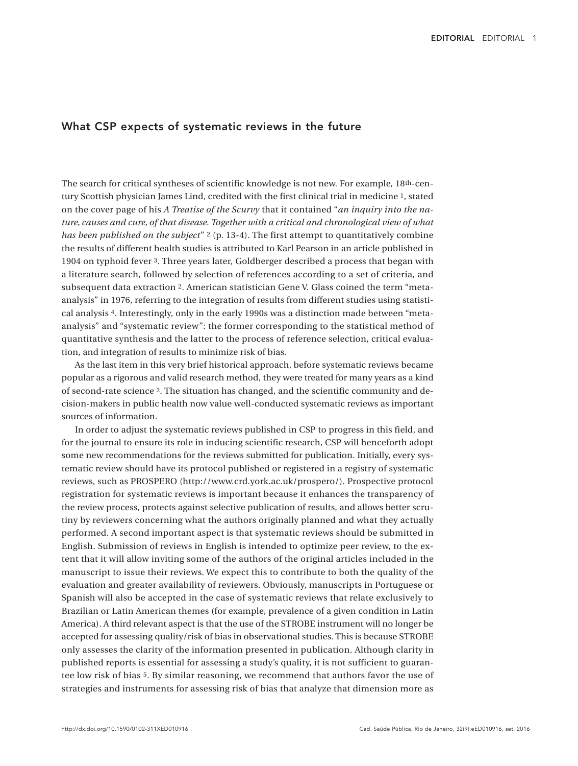## What CSP expects of systematic reviews in the future

The search for critical syntheses of scientific knowledge is not new. For example, 18th-century Scottish physician James Lind, credited with the first clinical trial in medicine [1], stated on the cover page of his *A Treatise of the Scurvy* that it contained "*an inquiry into the nature, causes and cure, of that disease. Together with a critical and chronological view of what has been published on the subject*" [2] (p. 13-4). The first attempt to quantitatively combine the results of different health studies is attributed to Karl Pearson in an article published in 1904 on typhoid fever [3]. Three years later, Goldberger described a process that began with a literature search, followed by selection of references according to a set of criteria, and subsequent data extraction [2]. American statistician Gene V. Glass coined the term "meta-analysis" in 1976, referring to the integration of results from different studies using statistical analysis [4]. Interestingly, only in the early 1990s was a distinction made between "meta-analysis" and "systematic review": the former corresponding to the statistical method of quantitative synthesis and the latter to the process of reference selection, critical evaluation, and integration of results to minimize risk of bias.

As the last item in this very brief historical approach, before systematic reviews became popular as a rigorous and valid research method, they were treated for many years as a kind of second-rate science [2]. The situation has changed, and the scientific community and decision-makers in public health now value well-conducted systematic reviews as important sources of information.

In order to adjust the systematic reviews published in CSP to progress in this field, and for the journal to ensure its role in inducing scientific research, CSP will henceforth adopt some new recommendations for the reviews submitted for publication. Initially, every systematic review should have its protocol published or registered in a registry of systematic reviews, such as PROSPERO (http://www.crd.york.ac.uk/prospero/). Prospective protocol registration for systematic reviews is important because it enhances the transparency of the review process, protects against selective publication of results, and allows better scrutiny by reviewers concerning what the authors originally planned and what they actually performed. A second important aspect is that systematic reviews should be submitted in English. Submission of reviews in English is intended to optimize peer review, to the extent that it will allow inviting some of the authors of the original articles included in the manuscript to issue their reviews. We expect this to contribute to both the quality of the evaluation and greater availability of reviewers. Obviously, manuscripts in Portuguese or Spanish will also be accepted in the case of systematic reviews that relate exclusively to Brazilian or Latin American themes (for example, prevalence of a given condition in Latin America). A third relevant aspect is that the use of the STROBE instrument will no longer be accepted for assessing quality/risk of bias in observational studies. This is because STROBE only assesses the clarity of the information presented in publication. Although clarity in published reports is essential for assessing a study's quality, it is not sufficient to guarantee low risk of bias [5]. By similar reasoning, we recommend that authors favor the use of strategies and instruments for assessing risk of bias that analyze that dimension more as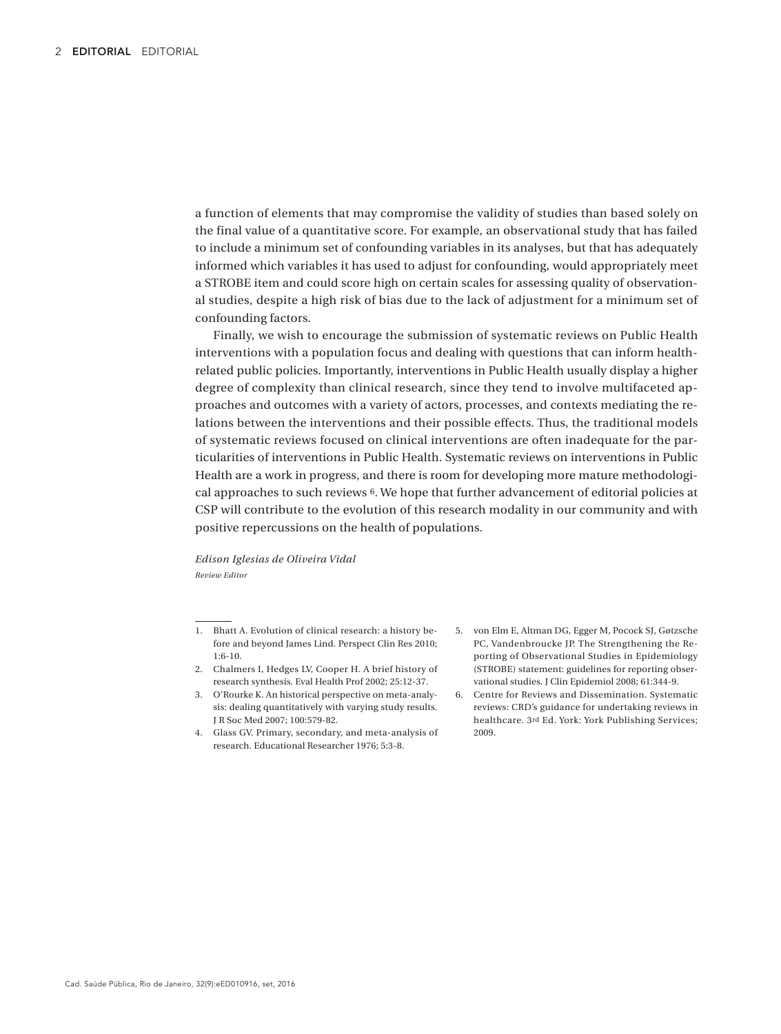a function of elements that may compromise the validity of studies than based solely on the final value of a quantitative score. For example, an observational study that has failed to include a minimum set of confounding variables in its analyses, but that has adequately informed which variables it has used to adjust for confounding, would appropriately meet a STROBE item and could score high on certain scales for assessing quality of observational studies, despite a high risk of bias due to the lack of adjustment for a minimum set of confounding factors.

Finally, we wish to encourage the submission of systematic reviews on Public Health interventions with a population focus and dealing with questions that can inform health-related public policies. Importantly, interventions in Public Health usually display a higher degree of complexity than clinical research, since they tend to involve multifaceted approaches and outcomes with a variety of actors, processes, and contexts mediating the relations between the interventions and their possible effects. Thus, the traditional models of systematic reviews focused on clinical interventions are often inadequate for the particularities of interventions in Public Health. Systematic reviews on interventions in Public Health are a work in progress, and there is room for developing more mature methodological approaches to such reviews [6]. We hope that further advancement of editorial policies at CSP will contribute to the evolution of this research modality in our community and with positive repercussions on the health of populations.

*Edison Iglesias de Oliveira Vidal*
*Review Editor*

1. Bhatt A. Evolution of clinical research: a history before and beyond James Lind. Perspect Clin Res 2010; 1:6-10.
2. Chalmers I, Hedges LV, Cooper H. A brief history of research synthesis. Eval Health Prof 2002; 25:12-37.
3. O'Rourke K. An historical perspective on meta-analysis: dealing quantitatively with varying study results. J R Soc Med 2007; 100:579-82.
4. Glass GV. Primary, secondary, and meta-analysis of research. Educational Researcher 1976; 5:3-8.
5. von Elm E, Altman DG, Egger M, Pocock SJ, Gøtzsche PC, Vandenbroucke JP. The Strengthening the Reporting of Observational Studies in Epidemiology (STROBE) statement: guidelines for reporting observational studies. J Clin Epidemiol 2008; 61:344-9.
6. Centre for Reviews and Dissemination. Systematic reviews: CRD's guidance for undertaking reviews in healthcare. 3rd Ed. York: York Publishing Services; 2009.